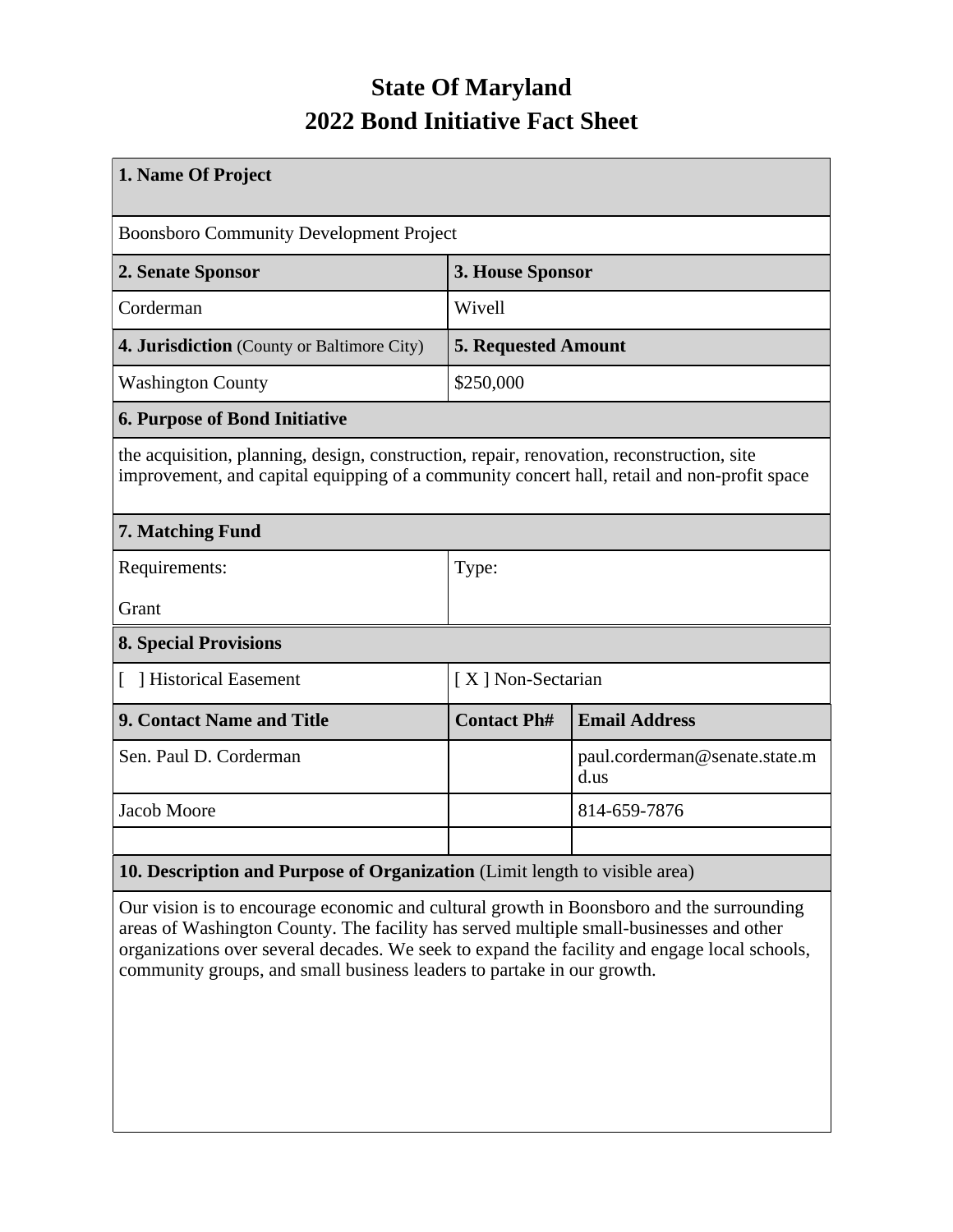# State Of Maryland
# 2022 Bond Initiative Fact Sheet

| **1. Name Of Project** | | |
|---|---|---|
| Boonsboro Community Development Project | | |
| **2. Senate Sponsor** | **3. House Sponsor** | |
| Corderman | Wivell | |
| **4. Jurisdiction** (County or Baltimore City) | **5. Requested Amount** | |
| Washington County | $250,000 | |
| **6. Purpose of Bond Initiative** | | |
| the acquisition, planning, design, construction, repair, renovation, reconstruction, site improvement, and capital equipping of a community concert hall, retail and non-profit space | | |
| **7. Matching Fund** | | |
| Requirements: Grant | Type: | |
| **8. Special Provisions** | | |
| [ ] Historical Easement | [ X ] Non-Sectarian | |
| **9. Contact Name and Title** | **Contact Ph#** | **Email Address** |
| Sen. Paul D. Corderman | | paul.corderman@senate.state.md.us |
| Jacob Moore | | 814-659-7876 |
| | | |
| **10. Description and Purpose of Organization** (Limit length to visible area) | | |
| Our vision is to encourage economic and cultural growth in Boonsboro and the surrounding areas of Washington County. The facility has served multiple small-businesses and other organizations over several decades. We seek to expand the facility and engage local schools, community groups, and small business leaders to partake in our growth. | | |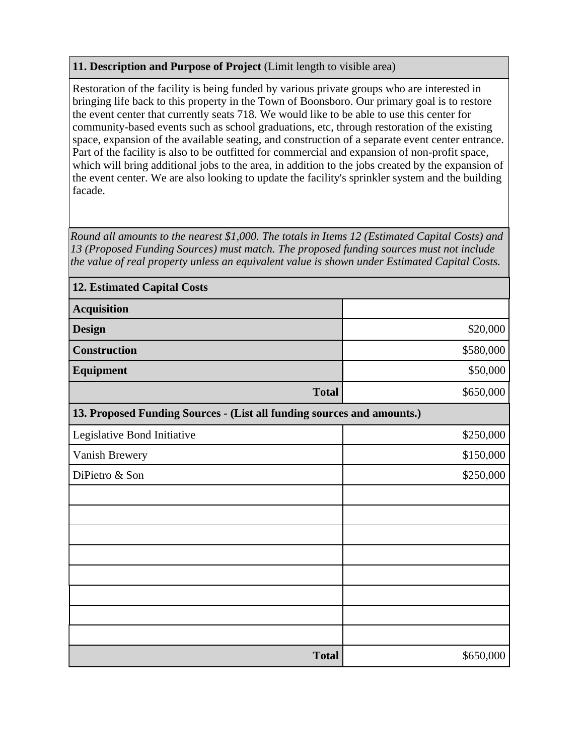**11. Description and Purpose of Project** (Limit length to visible area)

Restoration of the facility is being funded by various private groups who are interested in bringing life back to this property in the Town of Boonsboro. Our primary goal is to restore the event center that currently seats 718. We would like to be able to use this center for community-based events such as school graduations, etc, through restoration of the existing space, expansion of the available seating, and construction of a separate event center entrance. Part of the facility is also to be outfitted for commercial and expansion of non-profit space, which will bring additional jobs to the area, in addition to the jobs created by the expansion of the event center. We are also looking to update the facility's sprinkler system and the building facade.

*Round all amounts to the nearest $1,000. The totals in Items 12 (Estimated Capital Costs) and 13 (Proposed Funding Sources) must match. The proposed funding sources must not include the value of real property unless an equivalent value is shown under Estimated Capital Costs.*

| **12. Estimated Capital Costs** | |
|---|---|
| **Acquisition** | |
| **Design** | $20,000 |
| **Construction** | $580,000 |
| **Equipment** | $50,000 |
| **Total** | $650,000 |

| **13. Proposed Funding Sources - (List all funding sources and amounts.)** | |
|---|---|
| Legislative Bond Initiative | $250,000 |
| Vanish Brewery | $150,000 |
| DiPietro & Son | $250,000 |
| | |
| | |
| | |
| | |
| | |
| | |
| | |
| | |
| **Total** | $650,000 |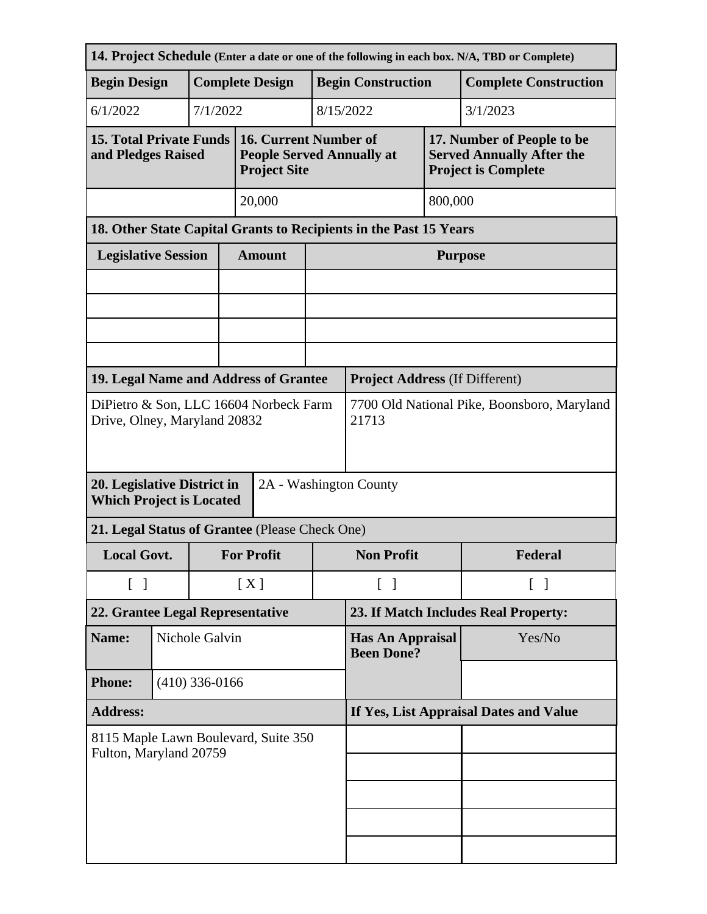**14. Project Schedule** (Enter a date or one of the following in each box. N/A, TBD or Complete)

| Begin Design | Complete Design | Begin Construction | Complete Construction |
|---|---|---|---|
| 6/1/2022 | 7/1/2022 | 8/15/2022 | 3/1/2023 |

| 15. Total Private Funds and Pledges Raised | 16. Current Number of People Served Annually at Project Site | 17. Number of People to be Served Annually After the Project is Complete |
|---|---|---|
| | 20,000 | 800,000 |

**18. Other State Capital Grants to Recipients in the Past 15 Years**

| Legislative Session | Amount | Purpose |
|---|---|---|
| | | |
| | | |
| | | |
| | | |

| 19. Legal Name and Address of Grantee | Project Address (If Different) |
|---|---|
| DiPietro & Son, LLC 16604 Norbeck Farm Drive, Olney, Maryland 20832 | 7700 Old National Pike, Boonsboro, Maryland 21713 |

| 20. Legislative District in Which Project is Located | 2A - Washington County |
|---|---|

**21. Legal Status of Grantee** (Please Check One)

| Local Govt. | For Profit | Non Profit | Federal |
|---|---|---|---|
| [ ] | [ X ] | [ ] | [ ] |

| 22. Grantee Legal Representative | | 23. If Match Includes Real Property: | |
|---|---|---|---|
| Name: | Nichole Galvin | Has An Appraisal Been Done? | Yes/No |
| Phone: | (410) 336-0166 | | |
| Address: | | If Yes, List Appraisal Dates and Value | |
| 8115 Maple Lawn Boulevard, Suite 350 Fulton, Maryland 20759 | | | |
| | | | |
| | | | |
| | | | |
| | | | |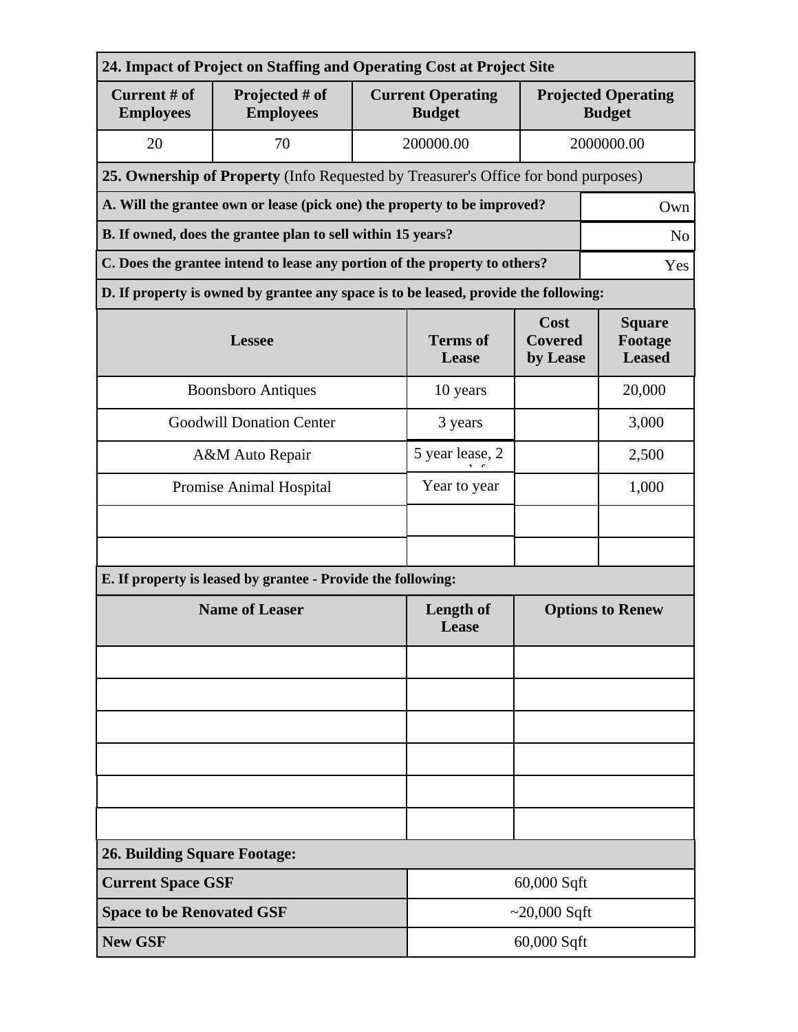**24. Impact of Project on Staffing and Operating Cost at Project Site**

| Current # of Employees | Projected # of Employees | Current Operating Budget | Projected Operating Budget |
|---|---|---|---|
| 20 | 70 | 200000.00 | 2000000.00 |

**25. Ownership of Property** (Info Requested by Treasurer's Office for bond purposes)

| | |
|---|---|
| **A. Will the grantee own or lease (pick one) the property to be improved?** | Own |
| **B. If owned, does the grantee plan to sell within 15 years?** | No |
| **C. Does the grantee intend to lease any portion of the property to others?** | Yes |

**D. If property is owned by grantee any space is to be leased, provide the following:**

| Lessee | Terms of Lease | Cost Covered by Lease | Square Footage Leased |
|---|---|---|---|
| Boonsboro Antiques | 10 years | | 20,000 |
| Goodwill Donation Center | 3 years | | 3,000 |
| A&M Auto Repair | 5 year lease, 2 | | 2,500 |
| Promise Animal Hospital | Year to year | | 1,000 |
| | | | |
| | | | |

**E. If property is leased by grantee - Provide the following:**

| Name of Leaser | Length of Lease | Options to Renew |
|---|---|---|
| | | |
| | | |
| | | |
| | | |
| | | |
| | | |

**26. Building Square Footage:**

| | |
|---|---|
| **Current Space GSF** | 60,000 Sqft |
| **Space to be Renovated GSF** | ~20,000 Sqft |
| **New GSF** | 60,000 Sqft |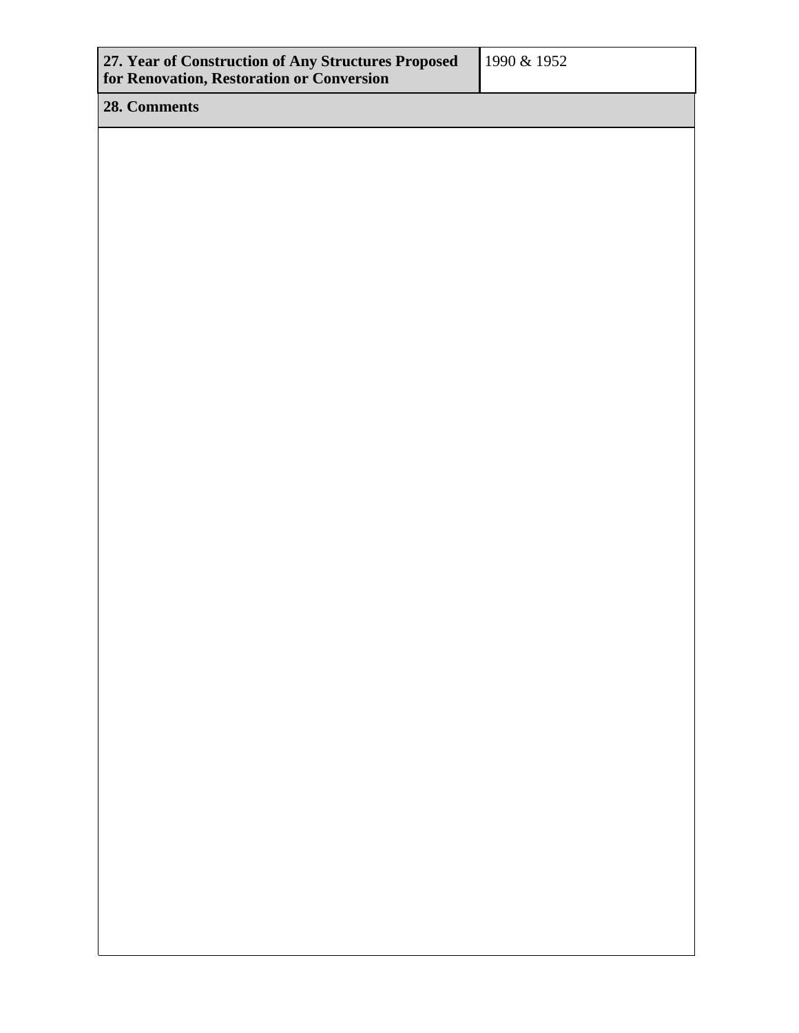| | |
|---|---|
| **27. Year of Construction of Any Structures Proposed for Renovation, Restoration or Conversion** | 1990 & 1952 |

| **28. Comments** |
|---|
| |